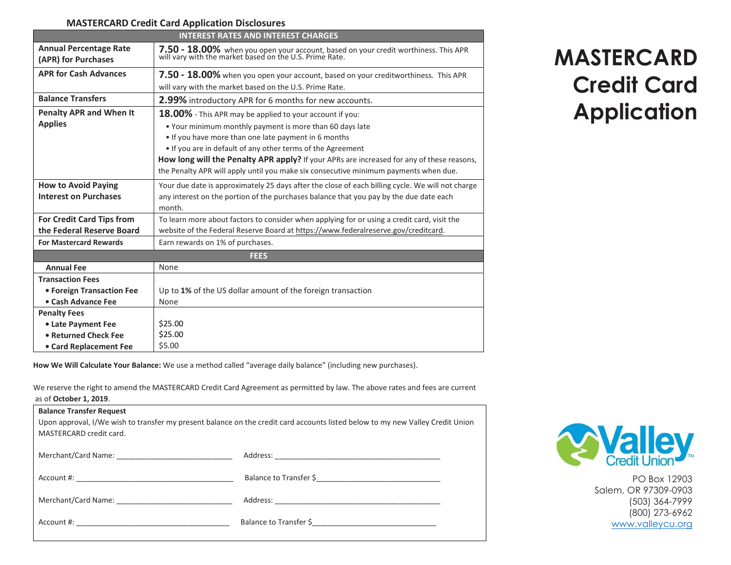## MASTERCARD Credit Card Application Disclosures

| INTEREST RATES AND INTEREST CHARGES | |
|---|---|
| **Annual Percentage Rate (APR) for Purchases** | **7.50 - 18.00%** when you open your account, based on your credit worthiness. This APR will vary with the market based on the U.S. Prime Rate. |
| **APR for Cash Advances** | **7.50 - 18.00%** when you open your account, based on your creditworthiness. This APR will vary with the market based on the U.S. Prime Rate. |
| **Balance Transfers** | **2.99%** introductory APR for 6 months for new accounts. |
| **Penalty APR and When It Applies** | **18.00%** - This APR may be applied to your account if you:<br>• Your minimum monthly payment is more than 60 days late<br>• If you have more than one late payment in 6 months<br>• If you are in default of any other terms of the Agreement<br>**How long will the Penalty APR apply?** If your APRs are increased for any of these reasons, the Penalty APR will apply until you make six consecutive minimum payments when due. |
| **How to Avoid Paying Interest on Purchases** | Your due date is approximately 25 days after the close of each billing cycle. We will not charge any interest on the portion of the purchases balance that you pay by the due date each month. |
| **For Credit Card Tips from the Federal Reserve Board** | To learn more about factors to consider when applying for or using a credit card, visit the website of the Federal Reserve Board at https://www.federalreserve.gov/creditcard. |
| **For Mastercard Rewards** | Earn rewards on 1% of purchases. |
| **FEES** | |
| **Annual Fee** | None |
| **Transaction Fees** | |
| • **Foreign Transaction Fee** | Up to **1%** of the US dollar amount of the foreign transaction |
| • **Cash Advance Fee** | None |
| **Penalty Fees** | |
| • **Late Payment Fee** | $25.00 |
| • **Returned Check Fee** | $25.00 |
| • **Card Replacement Fee** | $5.00 |

**How We Will Calculate Your Balance:** We use a method called "average daily balance" (including new purchases).

We reserve the right to amend the MASTERCARD Credit Card Agreement as permitted by law. The above rates and fees are current as of **October 1, 2019**.

**Balance Transfer Request**

Upon approval, I/We wish to transfer my present balance on the credit card accounts listed below to my new Valley Credit Union MASTERCARD credit card.

Merchant/Card Name: ____________________________ Address: ________________________________________

Account #: ____________________________________ Balance to Transfer $_____________________________

Merchant/Card Name: ____________________________ Address: ________________________________________

Account #: ____________________________________ Balance to Transfer $_____________________________

# MASTERCARD Credit Card Application

Valley Credit Union

PO Box 12903
Salem, OR 97309-0903
(503) 364-7999
(800) 273-6962
www.valleycu.org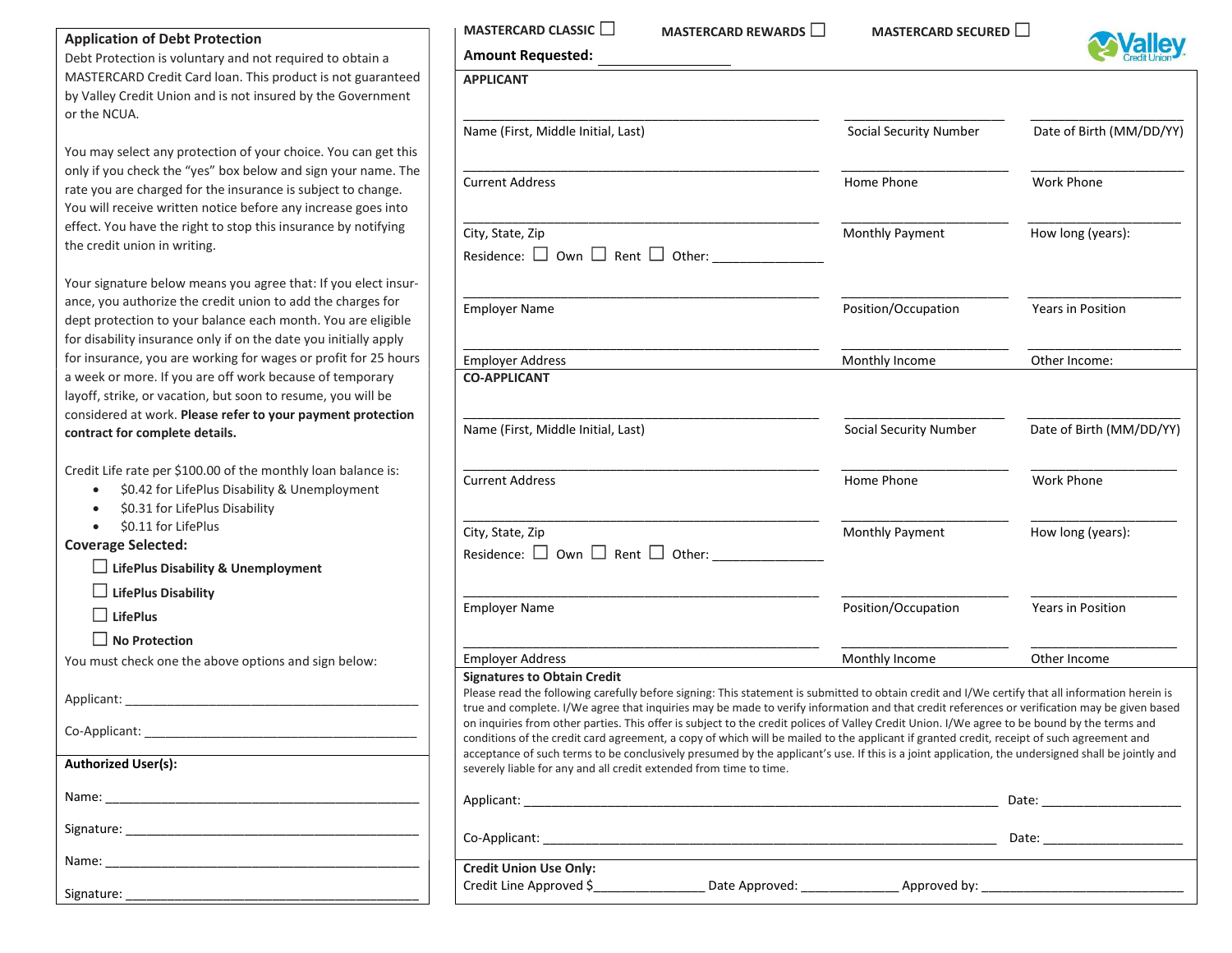## Application of Debt Protection

Debt Protection is voluntary and not required to obtain a MASTERCARD Credit Card loan. This product is not guaranteed by Valley Credit Union and is not insured by the Government or the NCUA.

You may select any protection of your choice. You can get this only if you check the "yes" box below and sign your name. The rate you are charged for the insurance is subject to change. You will receive written notice before any increase goes into effect. You have the right to stop this insurance by notifying the credit union in writing.

Your signature below means you agree that: If you elect insurance, you authorize the credit union to add the charges for dept protection to your balance each month. You are eligible for disability insurance only if on the date you initially apply for insurance, you are working for wages or profit for 25 hours a week or more. If you are off work because of temporary layoff, strike, or vacation, but soon to resume, you will be considered at work. **Please refer to your payment protection contract for complete details.**

Credit Life rate per $100.00 of the monthly loan balance is:

- $0.42 for LifePlus Disability & Unemployment
- $0.31 for LifePlus Disability
- $0.11 for LifePlus

**Coverage Selected:**

☐ **LifePlus Disability & Unemployment**

☐ **LifePlus Disability**

☐ **LifePlus**

☐ **No Protection**

You must check one the above options and sign below:

Applicant: ___________________________________________

Co-Applicant: ________________________________________

**Authorized User(s):**

Name: _______________________________________________

Signature: ____________________________________________

Name: _______________________________________________

Signature: ____________________________________________

**MASTERCARD CLASSIC** ☐ **MASTERCARD REWARDS** ☐ **MASTERCARD SECURED** ☐

Valley Credit Union

**Amount Requested:** __________________

**APPLICANT**

| | | |
|---|---|---|
| Name (First, Middle Initial, Last) | Social Security Number | Date of Birth (MM/DD/YY) |
| Current Address | Home Phone | Work Phone |
| City, State, Zip | Monthly Payment | How long (years): |
| Residence: ☐ Own ☐ Rent ☐ Other: _______________ | | |
| Employer Name | Position/Occupation | Years in Position |
| Employer Address | Monthly Income | Other Income: |

**CO-APPLICANT**

| | | |
|---|---|---|
| Name (First, Middle Initial, Last) | Social Security Number | Date of Birth (MM/DD/YY) |
| Current Address | Home Phone | Work Phone |
| City, State, Zip | Monthly Payment | How long (years): |
| Residence: ☐ Own ☐ Rent ☐ Other: _______________ | | |
| Employer Name | Position/Occupation | Years in Position |
| Employer Address | Monthly Income | Other Income |

**Signatures to Obtain Credit**

Please read the following carefully before signing: This statement is submitted to obtain credit and I/We certify that all information herein is true and complete. I/We agree that inquiries may be made to verify information and that credit references or verification may be given based on inquiries from other parties. This offer is subject to the credit polices of Valley Credit Union. I/We agree to be bound by the terms and conditions of the credit card agreement, a copy of which will be mailed to the applicant if granted credit, receipt of such agreement and acceptance of such terms to be conclusively presumed by the applicant's use. If this is a joint application, the undersigned shall be jointly and severely liable for any and all credit extended from time to time.

Applicant: ____________________________________________________________ Date: ____________________

Co-Applicant: _________________________________________________________ Date: ____________________

**Credit Union Use Only:**

Credit Line Approved $________________ Date Approved: ______________ Approved by: ______________________________